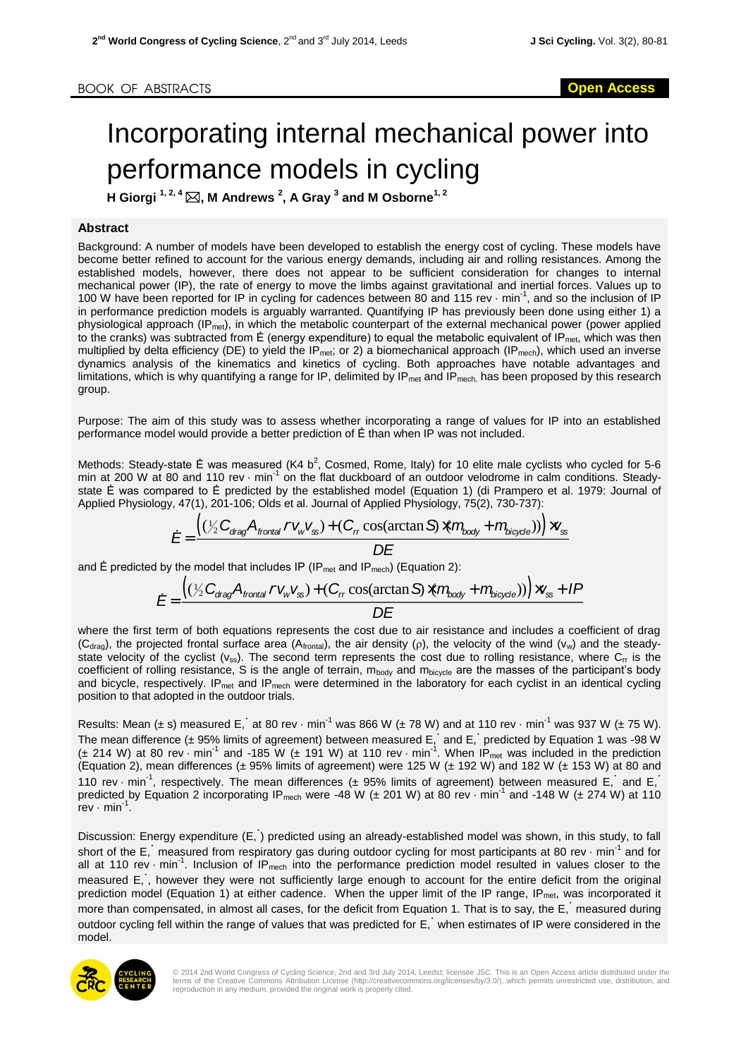BOOK OF ABSTRACTS

**Open Access**

# Incorporating internal mechanical power into performance models in cycling

**H Giorgi [1, 2, 4] ✉, M Andrews [2], A Gray [3] and M Osborne[1, 2]**

## Abstract

Background: A number of models have been developed to establish the energy cost of cycling. These models have become better refined to account for the various energy demands, including air and rolling resistances. Among the established models, however, there does not appear to be sufficient consideration for changes to internal mechanical power (IP), the rate of energy to move the limbs against gravitational and inertial forces. Values up to 100 W have been reported for IP in cycling for cadences between 80 and 115 rev · min$^{-1}$, and so the inclusion of IP in performance prediction models is arguably warranted. Quantifying IP has previously been done using either 1) a physiological approach ($IP_{met}$), in which the metabolic counterpart of the external mechanical power (power applied to the cranks) was subtracted from $\dot{E}$ (energy expenditure) to equal the metabolic equivalent of $IP_{met}$, which was then multiplied by delta efficiency (DE) to yield the $IP_{met}$; or 2) a biomechanical approach ($IP_{mech}$), which used an inverse dynamics analysis of the kinematics and kinetics of cycling. Both approaches have notable advantages and limitations, which is why quantifying a range for IP, delimited by $IP_{met}$ and $IP_{mech,}$ has been proposed by this research group.

Purpose: The aim of this study was to assess whether incorporating a range of values for IP into an established performance model would provide a better prediction of $\dot{E}$ than when IP was not included.

Methods: Steady-state $\dot{E}$ was measured (K4 b$^2$, Cosmed, Rome, Italy) for 10 elite male cyclists who cycled for 5-6 min at 200 W at 80 and 110 rev · min$^{-1}$ on the flat duckboard of an outdoor velodrome in calm conditions. Steady-state $\dot{E}$ was compared to $\dot{E}$ predicted by the established model (Equation 1) (di Prampero et al. 1979: Journal of Applied Physiology, 47(1), 201-106; Olds et al. Journal of Applied Physiology, 75(2), 730-737):

$$\dot{E} = \frac{\left((\tfrac{1}{2}C_{drag}A_{frontal}\,r v_w v_{ss}) + (C_{rr}\cos(\arctan S) \times (m_{body} + m_{bicycle}))\right) \times v_{ss}}{DE}$$

and $\dot{E}$ predicted by the model that includes IP ($IP_{met}$ and $IP_{mech}$) (Equation 2):

$$\dot{E} = \frac{\left((\tfrac{1}{2}C_{drag}A_{frontal}\,r v_w v_{ss}) + (C_{rr}\cos(\arctan S) \times (m_{body} + m_{bicycle}))\right) \times v_{ss} + IP}{DE}$$

where the first term of both equations represents the cost due to air resistance and includes a coefficient of drag ($C_{drag}$), the projected frontal surface area ($A_{frontal}$), the air density ($\rho$), the velocity of the wind ($v_w$) and the steady-state velocity of the cyclist ($v_{ss}$). The second term represents the cost due to rolling resistance, where $C_{rr}$ is the coefficient of rolling resistance, S is the angle of terrain, $m_{body}$ and $m_{bicycle}$ are the masses of the participant's body and bicycle, respectively. $IP_{met}$ and $IP_{mech}$ were determined in the laboratory for each cyclist in an identical cycling position to that adopted in the outdoor trials.

Results: Mean (± s) measured $\dot{E}$ at 80 rev · min$^{-1}$ was 866 W (± 78 W) and at 110 rev · min$^{-1}$ was 937 W (± 75 W). The mean difference (± 95% limits of agreement) between measured $\dot{E}$ and $\dot{E}$ predicted by Equation 1 was -98 W (± 214 W) at 80 rev · min$^{-1}$ and -185 W (± 191 W) at 110 rev · min$^{-1}$. When $IP_{met}$ was included in the prediction (Equation 2), mean differences (± 95% limits of agreement) were 125 W (± 192 W) and 182 W (± 153 W) at 80 and 110 rev · min$^{-1}$, respectively. The mean differences (± 95% limits of agreement) between measured $\dot{E}$ and $\dot{E}$ predicted by Equation 2 incorporating $IP_{mech}$ were -48 W (± 201 W) at 80 rev · min$^{-1}$ and -148 W (± 274 W) at 110 rev · min$^{-1}$.

Discussion: Energy expenditure ($\dot{E}$) predicted using an already-established model was shown, in this study, to fall short of the $\dot{E}$ measured from respiratory gas during outdoor cycling for most participants at 80 rev · min$^{-1}$ and for all at 110 rev · min$^{-1}$. Inclusion of $IP_{mech}$ into the performance prediction model resulted in values closer to the measured $\dot{E}$, however they were not sufficiently large enough to account for the entire deficit from the original prediction model (Equation 1) at either cadence. When the upper limit of the IP range, $IP_{met}$, was incorporated it more than compensated, in almost all cases, for the deficit from Equation 1. That is to say, the $\dot{E}$ measured during outdoor cycling fell within the range of values that was predicted for $\dot{E}$ when estimates of IP were considered in the model.

© 2014 2nd World Congress of Cycling Science, 2nd and 3rd July 2014, Leedst; licensee JSC. This is an Open Access article distributed under the terms of the Creative Commons Attribution License (http://creativecommons.org/licenses/by/3.0/), which permits unrestricted use, distribution, and reproduction in any medium, provided the original work is properly cited.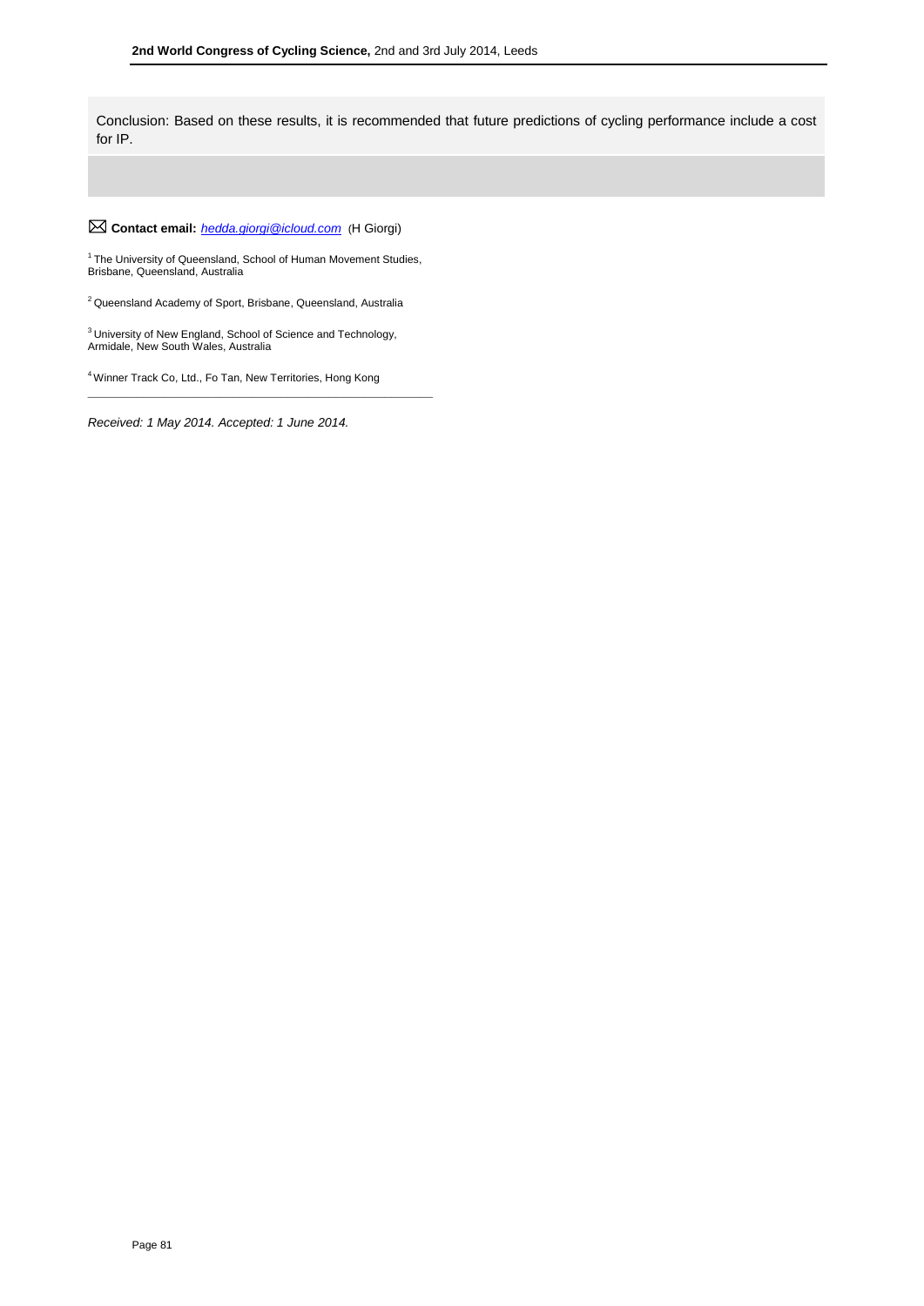Conclusion: Based on these results, it is recommended that future predictions of cycling performance include a cost for IP.

✉ **Contact email:** *hedda.giorgi@icloud.com* (H Giorgi)

[1] The University of Queensland, School of Human Movement Studies, Brisbane, Queensland, Australia

[2] Queensland Academy of Sport, Brisbane, Queensland, Australia

[3] University of New England, School of Science and Technology, Armidale, New South Wales, Australia

[4] Winner Track Co, Ltd., Fo Tan, New Territories, Hong Kong

*Received: 1 May 2014. Accepted: 1 June 2014.*